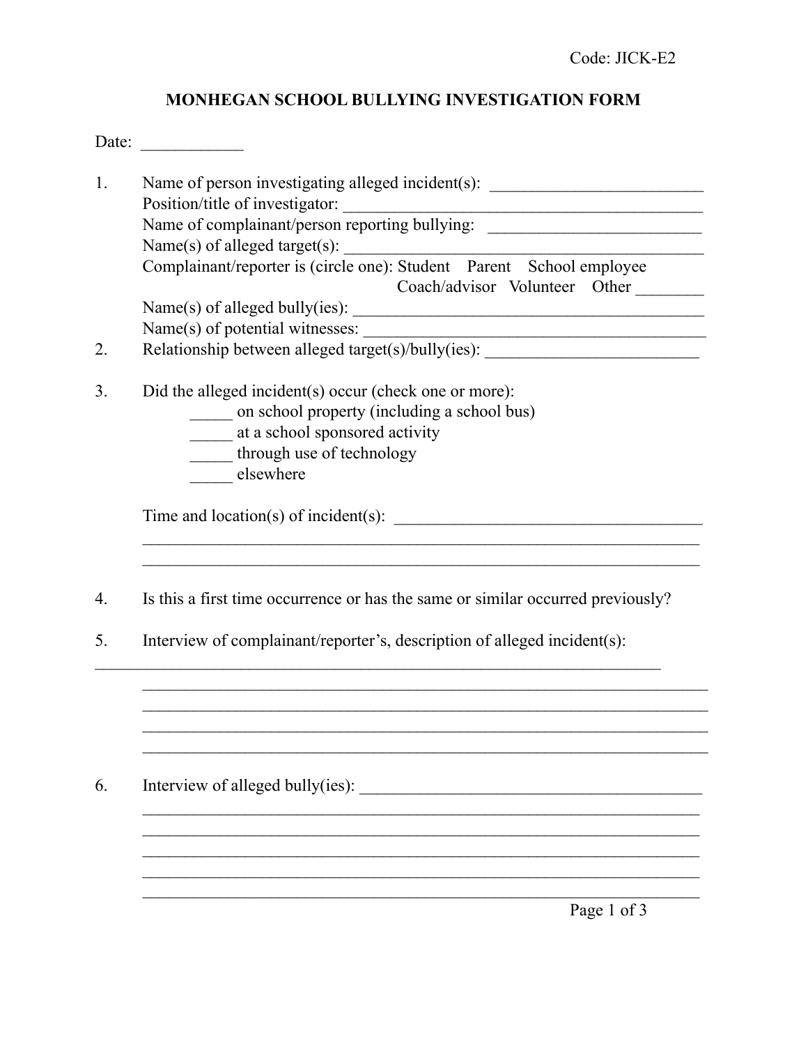Code: JICK-E2

# MONHEGAN SCHOOL BULLYING INVESTIGATION FORM

Date: ____________

1. Name of person investigating alleged incident(s): _________________________
   Position/title of investigator: ___________________________________________
   Name of complainant/person reporting bullying: _________________________
   Name(s) of alleged target(s): ___________________________________________
   Complainant/reporter is (circle one): Student  Parent  School employee  Coach/advisor  Volunteer  Other ________
   Name(s) of alleged bully(ies): __________________________________________
   Name(s) of potential witnesses: __________________________________________
2. Relationship between alleged target(s)/bully(ies): _________________________

3. Did the alleged incident(s) occur (check one or more):
   _____ on school property (including a school bus)
   _____ at a school sponsored activity
   _____ through use of technology
   _____ elsewhere

   Time and location(s) of incident(s): ____________________________________
   _________________________________________________________________
   _________________________________________________________________

4. Is this a first time occurrence or has the same or similar occurred previously?

5. Interview of complainant/reporter's, description of alleged incident(s):
   _________________________________________________________________
   _________________________________________________________________
   _________________________________________________________________
   _________________________________________________________________
   _________________________________________________________________

6. Interview of alleged bully(ies): __________________________________________
   _________________________________________________________________
   _________________________________________________________________
   _________________________________________________________________
   _________________________________________________________________
   _________________________________________________________________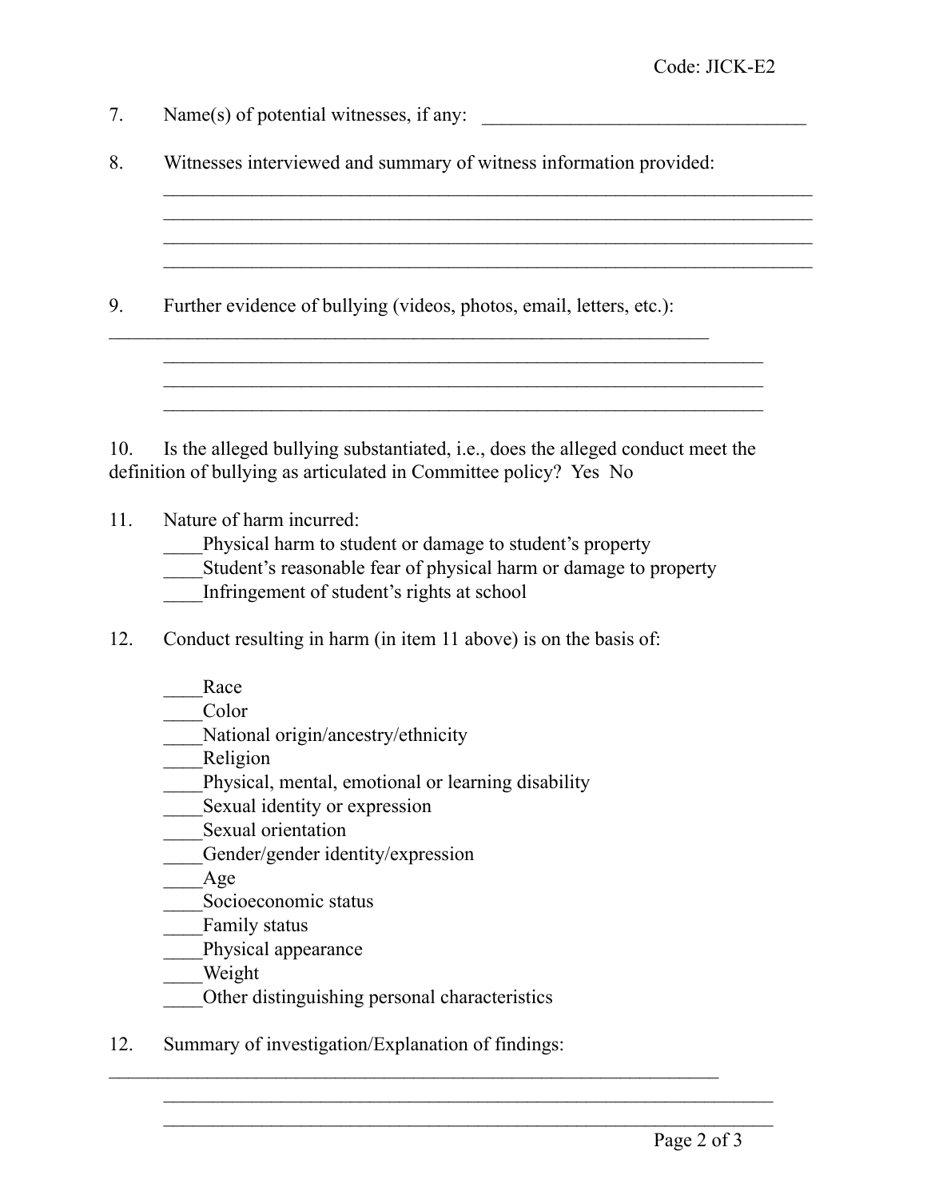7. Name(s) of potential witnesses, if any: ________________________________

8. Witnesses interviewed and summary of witness information provided:
_________________________________________________________________
_________________________________________________________________
_________________________________________________________________
_________________________________________________________________

9. Further evidence of bullying (videos, photos, email, letters, etc.):
_________________________________________________________________
_________________________________________________________________
_________________________________________________________________
_________________________________________________________________

10. Is the alleged bullying substantiated, i.e., does the alleged conduct meet the definition of bullying as articulated in Committee policy? Yes No

11. Nature of harm incurred:
____Physical harm to student or damage to student's property
____Student's reasonable fear of physical harm or damage to property
____Infringement of student's rights at school

12. Conduct resulting in harm (in item 11 above) is on the basis of:

____Race
____Color
____National origin/ancestry/ethnicity
____Religion
____Physical, mental, emotional or learning disability
____Sexual identity or expression
____Sexual orientation
____Gender/gender identity/expression
____Age
____Socioeconomic status
____Family status
____Physical appearance
____Weight
____Other distinguishing personal characteristics

12. Summary of investigation/Explanation of findings:
_________________________________________________________________
_________________________________________________________________
_________________________________________________________________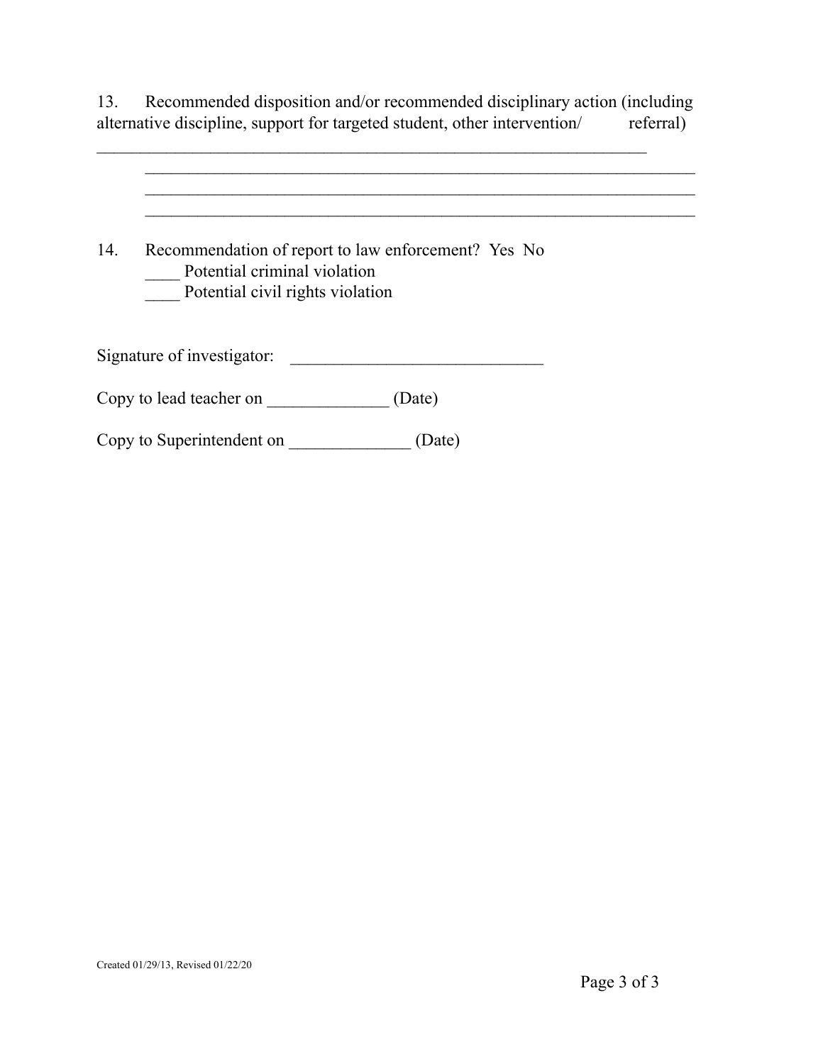13. Recommended disposition and/or recommended disciplinary action (including alternative discipline, support for targeted student, other intervention/ referral)

____________________________________________________________________

____________________________________________________________________

____________________________________________________________________

____________________________________________________________________

14. Recommendation of report to law enforcement? Yes No

____ Potential criminal violation

____ Potential civil rights violation

Signature of investigator: ____________________________

Copy to lead teacher on ______________ (Date)

Copy to Superintendent on ______________ (Date)

Created 01/29/13, Revised 01/22/20